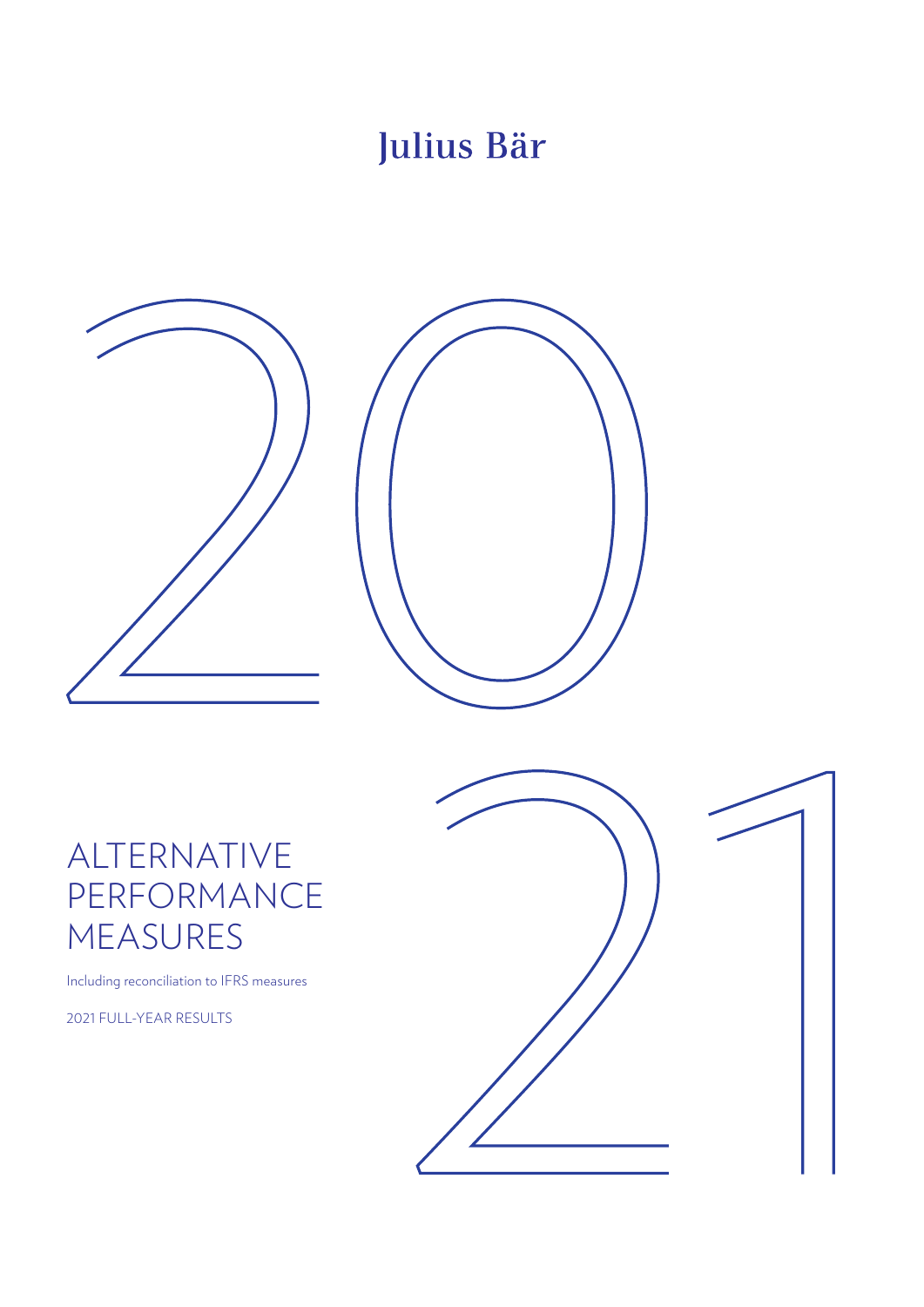Julius Bär

2021

# ALTERNATIVE PERFORMANCE MEASURES

Including reconciliation to IFRS measures

2021 FULL-YEAR RESULTS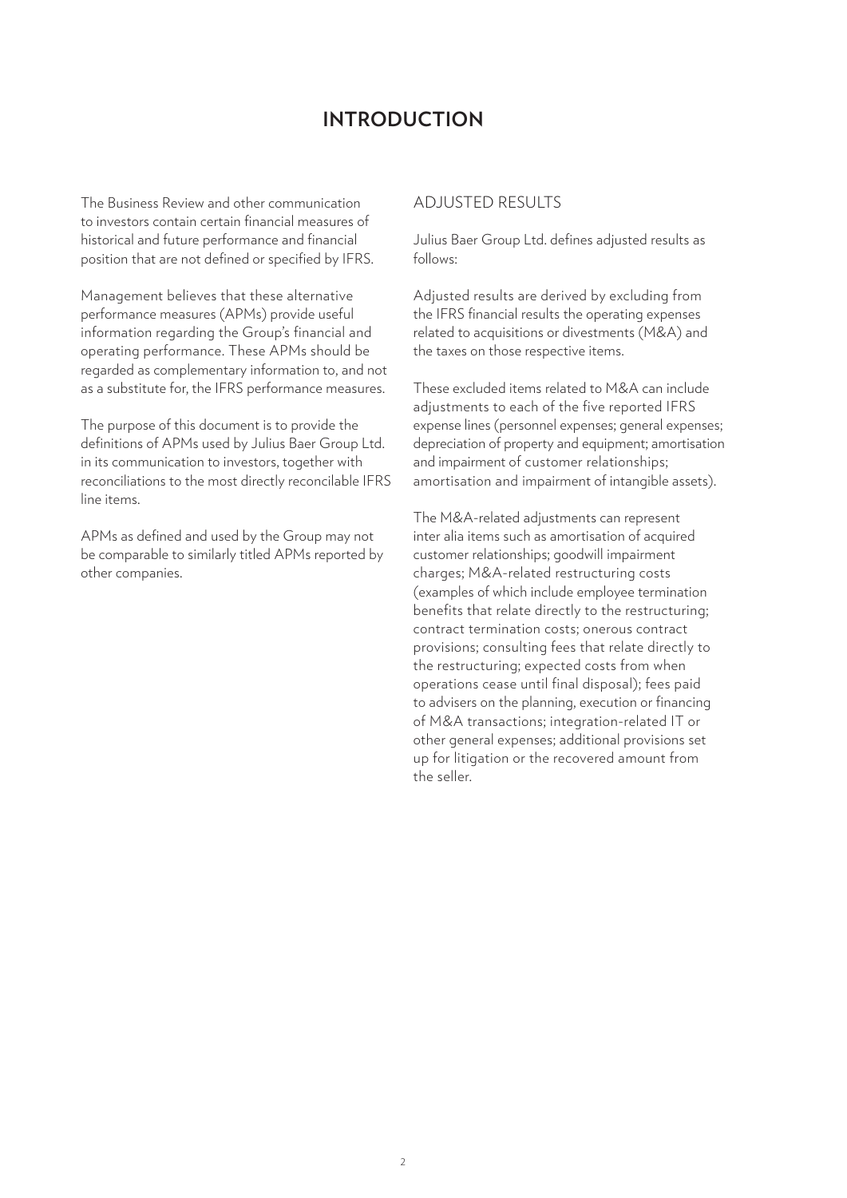# INTRODUCTION

The Business Review and other communication to investors contain certain financial measures of historical and future performance and financial position that are not defined or specified by IFRS.

Management believes that these alternative performance measures (APMs) provide useful information regarding the Group's financial and operating performance. These APMs should be regarded as complementary information to, and not as a substitute for, the IFRS performance measures.

The purpose of this document is to provide the definitions of APMs used by Julius Baer Group Ltd. in its communication to investors, together with reconciliations to the most directly reconcilable IFRS line items.

APMs as defined and used by the Group may not be comparable to similarly titled APMs reported by other companies.

## ADJUSTED RESULTS

Julius Baer Group Ltd. defines adjusted results as follows:

Adjusted results are derived by excluding from the IFRS financial results the operating expenses related to acquisitions or divestments (M&A) and the taxes on those respective items.

These excluded items related to M&A can include adjustments to each of the five reported IFRS expense lines (personnel expenses; general expenses; depreciation of property and equipment; amortisation and impairment of customer relationships; amortisation and impairment of intangible assets).

The M&A-related adjustments can represent inter alia items such as amortisation of acquired customer relationships; goodwill impairment charges; M&A-related restructuring costs (examples of which include employee termination benefits that relate directly to the restructuring; contract termination costs; onerous contract provisions; consulting fees that relate directly to the restructuring; expected costs from when operations cease until final disposal); fees paid to advisers on the planning, execution or financing of M&A transactions; integration-related IT or other general expenses; additional provisions set up for litigation or the recovered amount from the seller.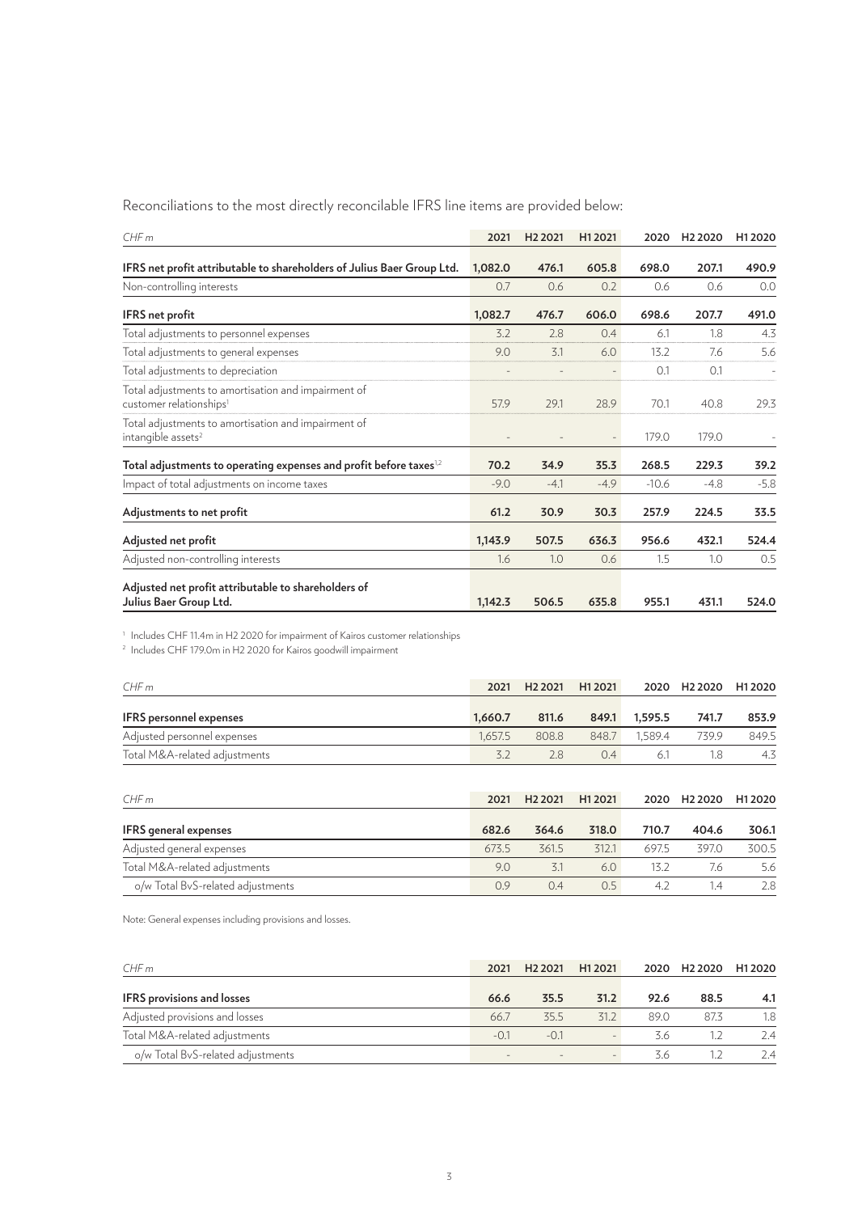Reconciliations to the most directly reconcilable IFRS line items are provided below:

| CHF m | 2021 | H2 2021 | H1 2021 | 2020 | H2 2020 | H1 2020 |
|---|---|---|---|---|---|---|
| **IFRS net profit attributable to shareholders of Julius Baer Group Ltd.** | **1,082.0** | **476.1** | **605.8** | **698.0** | **207.1** | **490.9** |
| Non-controlling interests | 0.7 | 0.6 | 0.2 | 0.6 | 0.6 | 0.0 |
| **IFRS net profit** | **1,082.7** | **476.7** | **606.0** | **698.6** | **207.7** | **491.0** |
| Total adjustments to personnel expenses | 3.2 | 2.8 | 0.4 | 6.1 | 1.8 | 4.3 |
| Total adjustments to general expenses | 9.0 | 3.1 | 6.0 | 13.2 | 7.6 | 5.6 |
| Total adjustments to depreciation | - | - | - | 0.1 | 0.1 | - |
| Total adjustments to amortisation and impairment of customer relationships[1] | 57.9 | 29.1 | 28.9 | 70.1 | 40.8 | 29.3 |
| Total adjustments to amortisation and impairment of intangible assets[2] | - | - | - | 179.0 | 179.0 | - |
| **Total adjustments to operating expenses and profit before taxes[1,2]** | **70.2** | **34.9** | **35.3** | **268.5** | **229.3** | **39.2** |
| Impact of total adjustments on income taxes | -9.0 | -4.1 | -4.9 | -10.6 | -4.8 | -5.8 |
| **Adjustments to net profit** | **61.2** | **30.9** | **30.3** | **257.9** | **224.5** | **33.5** |
| **Adjusted net profit** | **1,143.9** | **507.5** | **636.3** | **956.6** | **432.1** | **524.4** |
| Adjusted non-controlling interests | 1.6 | 1.0 | 0.6 | 1.5 | 1.0 | 0.5 |
| **Adjusted net profit attributable to shareholders of Julius Baer Group Ltd.** | **1,142.3** | **506.5** | **635.8** | **955.1** | **431.1** | **524.0** |

[1] Includes CHF 11.4m in H2 2020 for impairment of Kairos customer relationships

[2] Includes CHF 179.0m in H2 2020 for Kairos goodwill impairment

| CHF m | 2021 | H2 2021 | H1 2021 | 2020 | H2 2020 | H1 2020 |
|---|---|---|---|---|---|---|
| **IFRS personnel expenses** | **1,660.7** | **811.6** | **849.1** | **1,595.5** | **741.7** | **853.9** |
| Adjusted personnel expenses | 1,657.5 | 808.8 | 848.7 | 1,589.4 | 739.9 | 849.5 |
| Total M&A-related adjustments | 3.2 | 2.8 | 0.4 | 6.1 | 1.8 | 4.3 |

| CHF m | 2021 | H2 2021 | H1 2021 | 2020 | H2 2020 | H1 2020 |
|---|---|---|---|---|---|---|
| **IFRS general expenses** | **682.6** | **364.6** | **318.0** | **710.7** | **404.6** | **306.1** |
| Adjusted general expenses | 673.5 | 361.5 | 312.1 | 697.5 | 397.0 | 300.5 |
| Total M&A-related adjustments | 9.0 | 3.1 | 6.0 | 13.2 | 7.6 | 5.6 |
| o/w Total BvS-related adjustments | 0.9 | 0.4 | 0.5 | 4.2 | 1.4 | 2.8 |

Note: General expenses including provisions and losses.

| CHF m | 2021 | H2 2021 | H1 2021 | 2020 | H2 2020 | H1 2020 |
|---|---|---|---|---|---|---|
| **IFRS provisions and losses** | **66.6** | **35.5** | **31.2** | **92.6** | **88.5** | **4.1** |
| Adjusted provisions and losses | 66.7 | 35.5 | 31.2 | 89.0 | 87.3 | 1.8 |
| Total M&A-related adjustments | -0.1 | -0.1 | - | 3.6 | 1.2 | 2.4 |
| o/w Total BvS-related adjustments | - | - | - | 3.6 | 1.2 | 2.4 |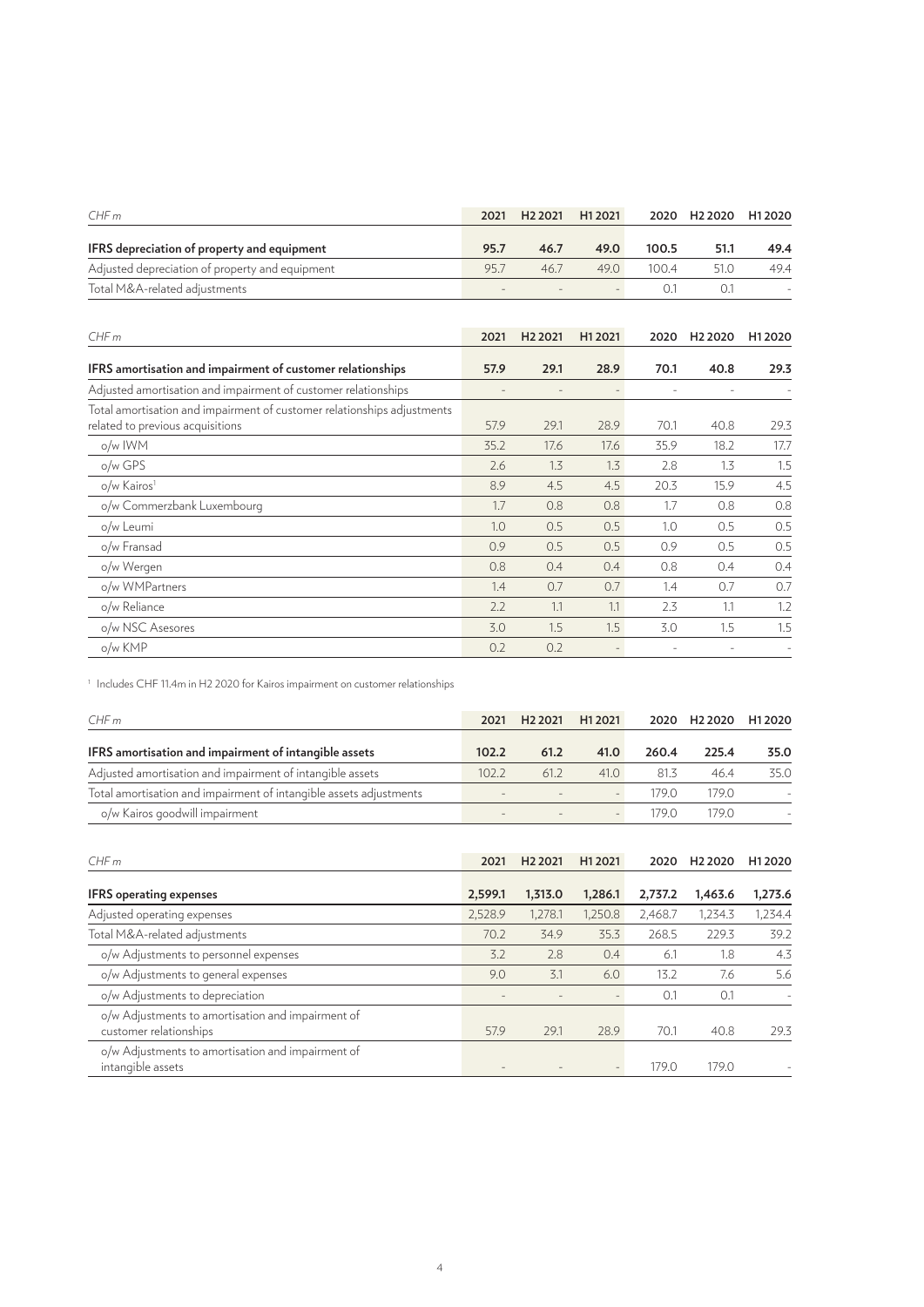| CHF m | 2021 | H2 2021 | H1 2021 | 2020 | H2 2020 | H1 2020 |
|---|---|---|---|---|---|---|
| **IFRS depreciation of property and equipment** | **95.7** | **46.7** | **49.0** | **100.5** | **51.1** | **49.4** |
| Adjusted depreciation of property and equipment | 95.7 | 46.7 | 49.0 | 100.4 | 51.0 | 49.4 |
| Total M&A-related adjustments | - | - | - | 0.1 | 0.1 | - |

| CHF m | 2021 | H2 2021 | H1 2021 | 2020 | H2 2020 | H1 2020 |
|---|---|---|---|---|---|---|
| **IFRS amortisation and impairment of customer relationships** | **57.9** | **29.1** | **28.9** | **70.1** | **40.8** | **29.3** |
| Adjusted amortisation and impairment of customer relationships | - | - | - | - | - | - |
| Total amortisation and impairment of customer relationships adjustments related to previous acquisitions | 57.9 | 29.1 | 28.9 | 70.1 | 40.8 | 29.3 |
| o/w IWM | 35.2 | 17.6 | 17.6 | 35.9 | 18.2 | 17.7 |
| o/w GPS | 2.6 | 1.3 | 1.3 | 2.8 | 1.3 | 1.5 |
| o/w Kairos[1] | 8.9 | 4.5 | 4.5 | 20.3 | 15.9 | 4.5 |
| o/w Commerzbank Luxembourg | 1.7 | 0.8 | 0.8 | 1.7 | 0.8 | 0.8 |
| o/w Leumi | 1.0 | 0.5 | 0.5 | 1.0 | 0.5 | 0.5 |
| o/w Fransad | 0.9 | 0.5 | 0.5 | 0.9 | 0.5 | 0.5 |
| o/w Wergen | 0.8 | 0.4 | 0.4 | 0.8 | 0.4 | 0.4 |
| o/w WMPartners | 1.4 | 0.7 | 0.7 | 1.4 | 0.7 | 0.7 |
| o/w Reliance | 2.2 | 1.1 | 1.1 | 2.3 | 1.1 | 1.2 |
| o/w NSC Asesores | 3.0 | 1.5 | 1.5 | 3.0 | 1.5 | 1.5 |
| o/w KMP | 0.2 | 0.2 | - | - | - | - |

[1] Includes CHF 11.4m in H2 2020 for Kairos impairment on customer relationships

| CHF m | 2021 | H2 2021 | H1 2021 | 2020 | H2 2020 | H1 2020 |
|---|---|---|---|---|---|---|
| **IFRS amortisation and impairment of intangible assets** | **102.2** | **61.2** | **41.0** | **260.4** | **225.4** | **35.0** |
| Adjusted amortisation and impairment of intangible assets | 102.2 | 61.2 | 41.0 | 81.3 | 46.4 | 35.0 |
| Total amortisation and impairment of intangible assets adjustments | - | - | - | 179.0 | 179.0 | - |
| o/w Kairos goodwill impairment | - | - | - | 179.0 | 179.0 | - |

| CHF m | 2021 | H2 2021 | H1 2021 | 2020 | H2 2020 | H1 2020 |
|---|---|---|---|---|---|---|
| **IFRS operating expenses** | **2,599.1** | **1,313.0** | **1,286.1** | **2,737.2** | **1,463.6** | **1,273.6** |
| Adjusted operating expenses | 2,528.9 | 1,278.1 | 1,250.8 | 2,468.7 | 1,234.3 | 1,234.4 |
| Total M&A-related adjustments | 70.2 | 34.9 | 35.3 | 268.5 | 229.3 | 39.2 |
| o/w Adjustments to personnel expenses | 3.2 | 2.8 | 0.4 | 6.1 | 1.8 | 4.3 |
| o/w Adjustments to general expenses | 9.0 | 3.1 | 6.0 | 13.2 | 7.6 | 5.6 |
| o/w Adjustments to depreciation | - | - | - | 0.1 | 0.1 | - |
| o/w Adjustments to amortisation and impairment of customer relationships | 57.9 | 29.1 | 28.9 | 70.1 | 40.8 | 29.3 |
| o/w Adjustments to amortisation and impairment of intangible assets | - | - | - | 179.0 | 179.0 | - |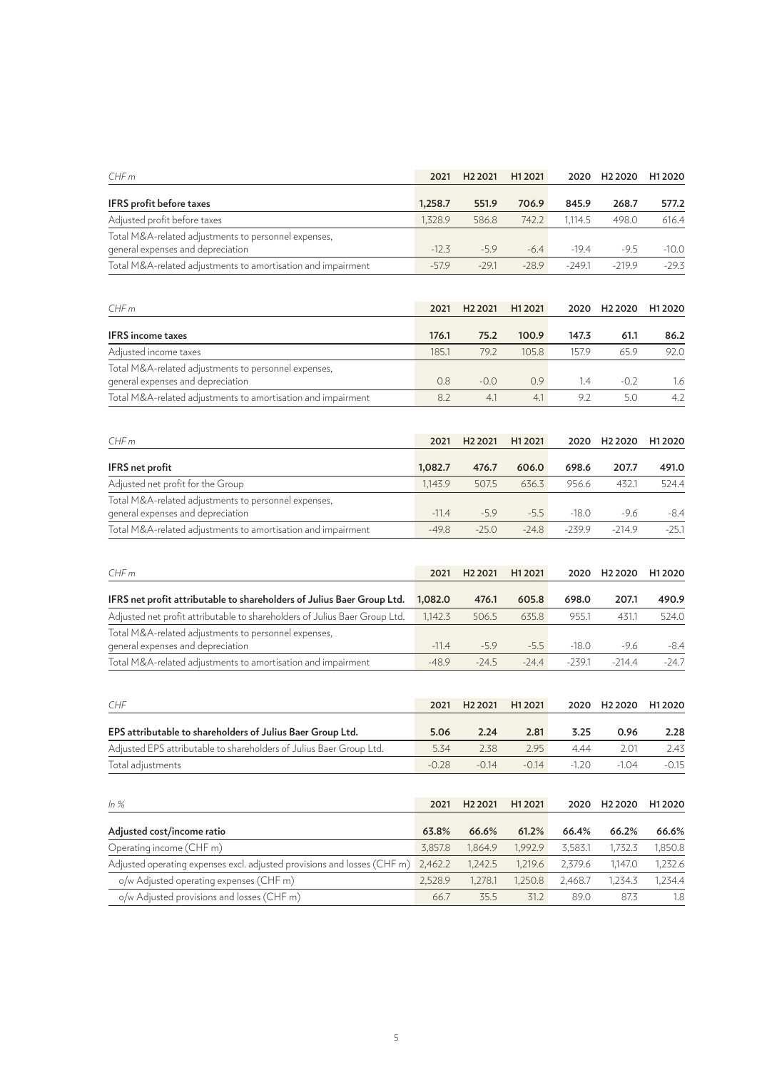| *CHF m* | 2021 | H2 2021 | H1 2021 | 2020 | H2 2020 | H1 2020 |
|---|---|---|---|---|---|---|
| **IFRS profit before taxes** | **1,258.7** | **551.9** | **706.9** | **845.9** | **268.7** | **577.2** |
| Adjusted profit before taxes | 1,328.9 | 586.8 | 742.2 | 1,114.5 | 498.0 | 616.4 |
| Total M&A-related adjustments to personnel expenses, general expenses and depreciation | -12.3 | -5.9 | -6.4 | -19.4 | -9.5 | -10.0 |
| Total M&A-related adjustments to amortisation and impairment | -57.9 | -29.1 | -28.9 | -249.1 | -219.9 | -29.3 |

| *CHF m* | 2021 | H2 2021 | H1 2021 | 2020 | H2 2020 | H1 2020 |
|---|---|---|---|---|---|---|
| **IFRS income taxes** | **176.1** | **75.2** | **100.9** | **147.3** | **61.1** | **86.2** |
| Adjusted income taxes | 185.1 | 79.2 | 105.8 | 157.9 | 65.9 | 92.0 |
| Total M&A-related adjustments to personnel expenses, general expenses and depreciation | 0.8 | -0.0 | 0.9 | 1.4 | -0.2 | 1.6 |
| Total M&A-related adjustments to amortisation and impairment | 8.2 | 4.1 | 4.1 | 9.2 | 5.0 | 4.2 |

| *CHF m* | 2021 | H2 2021 | H1 2021 | 2020 | H2 2020 | H1 2020 |
|---|---|---|---|---|---|---|
| **IFRS net profit** | **1,082.7** | **476.7** | **606.0** | **698.6** | **207.7** | **491.0** |
| Adjusted net profit for the Group | 1,143.9 | 507.5 | 636.3 | 956.6 | 432.1 | 524.4 |
| Total M&A-related adjustments to personnel expenses, general expenses and depreciation | -11.4 | -5.9 | -5.5 | -18.0 | -9.6 | -8.4 |
| Total M&A-related adjustments to amortisation and impairment | -49.8 | -25.0 | -24.8 | -239.9 | -214.9 | -25.1 |

| *CHF m* | 2021 | H2 2021 | H1 2021 | 2020 | H2 2020 | H1 2020 |
|---|---|---|---|---|---|---|
| **IFRS net profit attributable to shareholders of Julius Baer Group Ltd.** | **1,082.0** | **476.1** | **605.8** | **698.0** | **207.1** | **490.9** |
| Adjusted net profit attributable to shareholders of Julius Baer Group Ltd. | 1,142.3 | 506.5 | 635.8 | 955.1 | 431.1 | 524.0 |
| Total M&A-related adjustments to personnel expenses, general expenses and depreciation | -11.4 | -5.9 | -5.5 | -18.0 | -9.6 | -8.4 |
| Total M&A-related adjustments to amortisation and impairment | -48.9 | -24.5 | -24.4 | -239.1 | -214.4 | -24.7 |

| *CHF* | 2021 | H2 2021 | H1 2021 | 2020 | H2 2020 | H1 2020 |
|---|---|---|---|---|---|---|
| **EPS attributable to shareholders of Julius Baer Group Ltd.** | **5.06** | **2.24** | **2.81** | **3.25** | **0.96** | **2.28** |
| Adjusted EPS attributable to shareholders of Julius Baer Group Ltd. | 5.34 | 2.38 | 2.95 | 4.44 | 2.01 | 2.43 |
| Total adjustments | -0.28 | -0.14 | -0.14 | -1.20 | -1.04 | -0.15 |

| *In %* | 2021 | H2 2021 | H1 2021 | 2020 | H2 2020 | H1 2020 |
|---|---|---|---|---|---|---|
| **Adjusted cost/income ratio** | **63.8%** | **66.6%** | **61.2%** | **66.4%** | **66.2%** | **66.6%** |
| Operating income (CHF m) | 3,857.8 | 1,864.9 | 1,992.9 | 3,583.1 | 1,732.3 | 1,850.8 |
| Adjusted operating expenses excl. adjusted provisions and losses (CHF m) | 2,462.2 | 1,242.5 | 1,219.6 | 2,379.6 | 1,147.0 | 1,232.6 |
| o/w Adjusted operating expenses (CHF m) | 2,528.9 | 1,278.1 | 1,250.8 | 2,468.7 | 1,234.3 | 1,234.4 |
| o/w Adjusted provisions and losses (CHF m) | 66.7 | 35.5 | 31.2 | 89.0 | 87.3 | 1.8 |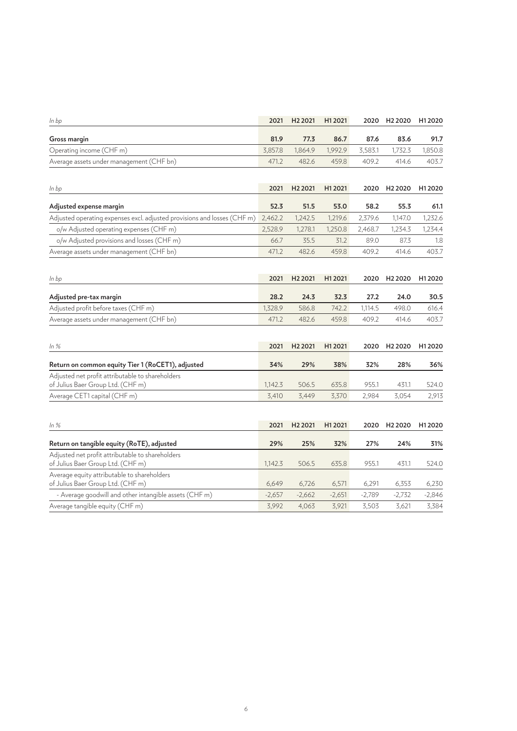| *In bp* | 2021 | H2 2021 | H1 2021 | 2020 | H2 2020 | H1 2020 |
|---|---|---|---|---|---|---|
| **Gross margin** | **81.9** | **77.3** | **86.7** | **87.6** | **83.6** | **91.7** |
| Operating income (CHF m) | 3,857.8 | 1,864.9 | 1,992.9 | 3,583.1 | 1,732.3 | 1,850.8 |
| Average assets under management (CHF bn) | 471.2 | 482.6 | 459.8 | 409.2 | 414.6 | 403.7 |

| *In bp* | 2021 | H2 2021 | H1 2021 | 2020 | H2 2020 | H1 2020 |
|---|---|---|---|---|---|---|
| **Adjusted expense margin** | **52.3** | **51.5** | **53.0** | **58.2** | **55.3** | **61.1** |
| Adjusted operating expenses excl. adjusted provisions and losses (CHF m) | 2,462.2 | 1,242.5 | 1,219.6 | 2,379.6 | 1,147.0 | 1,232.6 |
| o/w Adjusted operating expenses (CHF m) | 2,528.9 | 1,278.1 | 1,250.8 | 2,468.7 | 1,234.3 | 1,234.4 |
| o/w Adjusted provisions and losses (CHF m) | 66.7 | 35.5 | 31.2 | 89.0 | 87.3 | 1.8 |
| Average assets under management (CHF bn) | 471.2 | 482.6 | 459.8 | 409.2 | 414.6 | 403.7 |

| *In bp* | 2021 | H2 2021 | H1 2021 | 2020 | H2 2020 | H1 2020 |
|---|---|---|---|---|---|---|
| **Adjusted pre-tax margin** | **28.2** | **24.3** | **32.3** | **27.2** | **24.0** | **30.5** |
| Adjusted profit before taxes (CHF m) | 1,328.9 | 586.8 | 742.2 | 1,114.5 | 498.0 | 616.4 |
| Average assets under management (CHF bn) | 471.2 | 482.6 | 459.8 | 409.2 | 414.6 | 403.7 |

| *In %* | 2021 | H2 2021 | H1 2021 | 2020 | H2 2020 | H1 2020 |
|---|---|---|---|---|---|---|
| **Return on common equity Tier 1 (RoCET1), adjusted** | **34%** | **29%** | **38%** | **32%** | **28%** | **36%** |
| Adjusted net profit attributable to shareholders of Julius Baer Group Ltd. (CHF m) | 1,142.3 | 506.5 | 635.8 | 955.1 | 431.1 | 524.0 |
| Average CET1 capital (CHF m) | 3,410 | 3,449 | 3,370 | 2,984 | 3,054 | 2,913 |

| *In %* | 2021 | H2 2021 | H1 2021 | 2020 | H2 2020 | H1 2020 |
|---|---|---|---|---|---|---|
| **Return on tangible equity (RoTE), adjusted** | **29%** | **25%** | **32%** | **27%** | **24%** | **31%** |
| Adjusted net profit attributable to shareholders of Julius Baer Group Ltd. (CHF m) | 1,142.3 | 506.5 | 635.8 | 955.1 | 431.1 | 524.0 |
| Average equity attributable to shareholders of Julius Baer Group Ltd. (CHF m) | 6,649 | 6,726 | 6,571 | 6,291 | 6,353 | 6,230 |
| - Average goodwill and other intangible assets (CHF m) | -2,657 | -2,662 | -2,651 | -2,789 | -2,732 | -2,846 |
| Average tangible equity (CHF m) | 3,992 | 4,063 | 3,921 | 3,503 | 3,621 | 3,384 |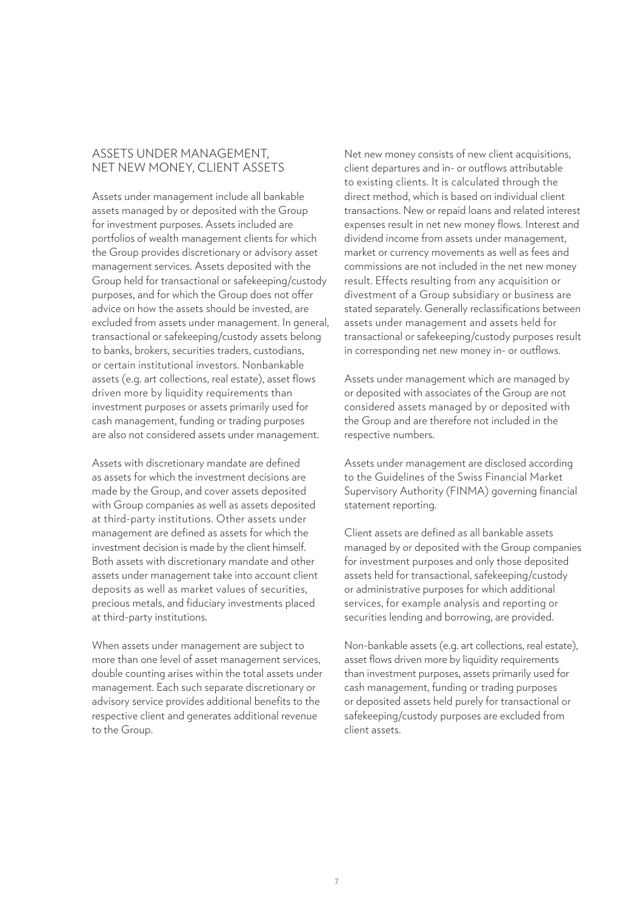## ASSETS UNDER MANAGEMENT, NET NEW MONEY, CLIENT ASSETS

Assets under management include all bankable assets managed by or deposited with the Group for investment purposes. Assets included are portfolios of wealth management clients for which the Group provides discretionary or advisory asset management services. Assets deposited with the Group held for transactional or safekeeping/custody purposes, and for which the Group does not offer advice on how the assets should be invested, are excluded from assets under management. In general, transactional or safekeeping/custody assets belong to banks, brokers, securities traders, custodians, or certain institutional investors. Nonbankable assets (e.g. art collections, real estate), asset flows driven more by liquidity requirements than investment purposes or assets primarily used for cash management, funding or trading purposes are also not considered assets under management.

Assets with discretionary mandate are defined as assets for which the investment decisions are made by the Group, and cover assets deposited with Group companies as well as assets deposited at third-party institutions. Other assets under management are defined as assets for which the investment decision is made by the client himself. Both assets with discretionary mandate and other assets under management take into account client deposits as well as market values of securities, precious metals, and fiduciary investments placed at third-party institutions.

When assets under management are subject to more than one level of asset management services, double counting arises within the total assets under management. Each such separate discretionary or advisory service provides additional benefits to the respective client and generates additional revenue to the Group.

Net new money consists of new client acquisitions, client departures and in- or outflows attributable to existing clients. It is calculated through the direct method, which is based on individual client transactions. New or repaid loans and related interest expenses result in net new money flows. Interest and dividend income from assets under management, market or currency movements as well as fees and commissions are not included in the net new money result. Effects resulting from any acquisition or divestment of a Group subsidiary or business are stated separately. Generally reclassifications between assets under management and assets held for transactional or safekeeping/custody purposes result in corresponding net new money in- or outflows.

Assets under management which are managed by or deposited with associates of the Group are not considered assets managed by or deposited with the Group and are therefore not included in the respective numbers.

Assets under management are disclosed according to the Guidelines of the Swiss Financial Market Supervisory Authority (FINMA) governing financial statement reporting.

Client assets are defined as all bankable assets managed by or deposited with the Group companies for investment purposes and only those deposited assets held for transactional, safekeeping/custody or administrative purposes for which additional services, for example analysis and reporting or securities lending and borrowing, are provided.

Non-bankable assets (e.g. art collections, real estate), asset flows driven more by liquidity requirements than investment purposes, assets primarily used for cash management, funding or trading purposes or deposited assets held purely for transactional or safekeeping/custody purposes are excluded from client assets.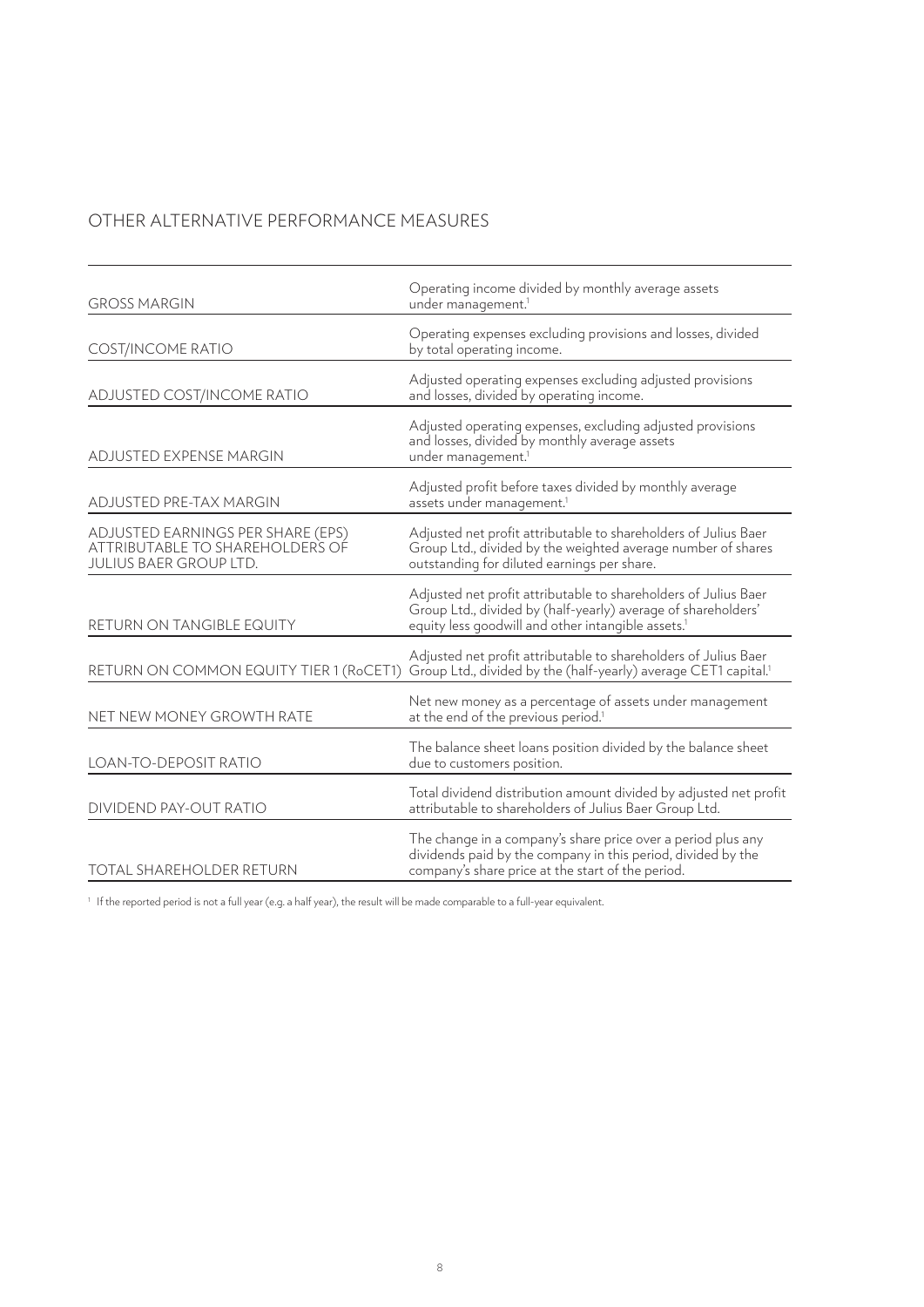## OTHER ALTERNATIVE PERFORMANCE MEASURES

| | |
|---|---|
| GROSS MARGIN | Operating income divided by monthly average assets under management.[1] |
| COST/INCOME RATIO | Operating expenses excluding provisions and losses, divided by total operating income. |
| ADJUSTED COST/INCOME RATIO | Adjusted operating expenses excluding adjusted provisions and losses, divided by operating income. |
| ADJUSTED EXPENSE MARGIN | Adjusted operating expenses, excluding adjusted provisions and losses, divided by monthly average assets under management.[1] |
| ADJUSTED PRE-TAX MARGIN | Adjusted profit before taxes divided by monthly average assets under management.[1] |
| ADJUSTED EARNINGS PER SHARE (EPS) ATTRIBUTABLE TO SHAREHOLDERS OF JULIUS BAER GROUP LTD. | Adjusted net profit attributable to shareholders of Julius Baer Group Ltd., divided by the weighted average number of shares outstanding for diluted earnings per share. |
| RETURN ON TANGIBLE EQUITY | Adjusted net profit attributable to shareholders of Julius Baer Group Ltd., divided by (half-yearly) average of shareholders' equity less goodwill and other intangible assets.[1] |
| RETURN ON COMMON EQUITY TIER 1 (RoCET1) | Adjusted net profit attributable to shareholders of Julius Baer Group Ltd., divided by the (half-yearly) average CET1 capital.[1] |
| NET NEW MONEY GROWTH RATE | Net new money as a percentage of assets under management at the end of the previous period.[1] |
| LOAN-TO-DEPOSIT RATIO | The balance sheet loans position divided by the balance sheet due to customers position. |
| DIVIDEND PAY-OUT RATIO | Total dividend distribution amount divided by adjusted net profit attributable to shareholders of Julius Baer Group Ltd. |
| TOTAL SHAREHOLDER RETURN | The change in a company's share price over a period plus any dividends paid by the company in this period, divided by the company's share price at the start of the period. |

[1] If the reported period is not a full year (e.g. a half year), the result will be made comparable to a full-year equivalent.